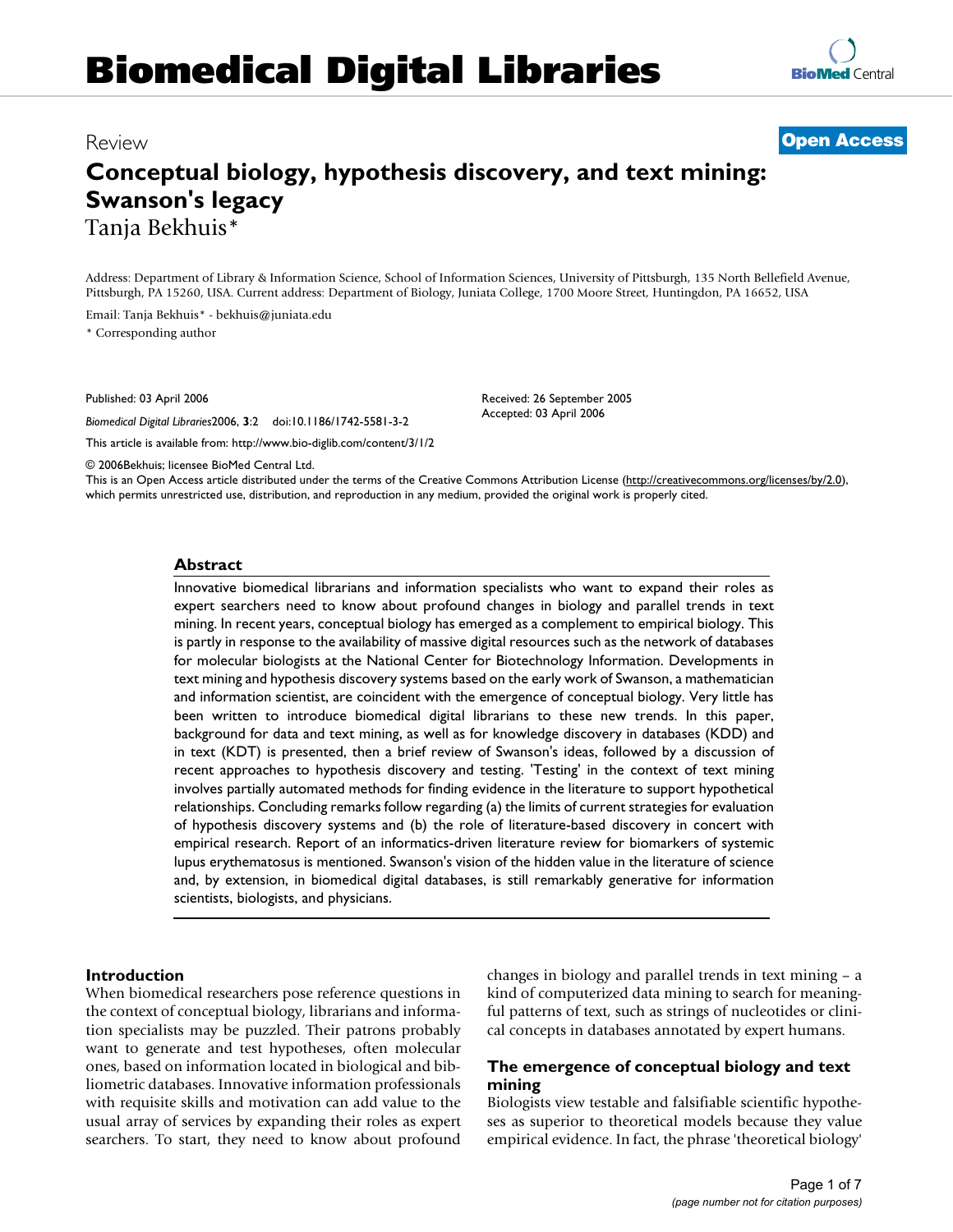# Biomedical Digital Libraries

Review **Open Access**

# Conceptual biology, hypothesis discovery, and text mining: Swanson's legacy

Tanja Bekhuis*

Address: Department of Library & Information Science, School of Information Sciences, University of Pittsburgh, 135 North Bellefield Avenue, Pittsburgh, PA 15260, USA. Current address: Department of Biology, Juniata College, 1700 Moore Street, Huntingdon, PA 16652, USA

Email: Tanja Bekhuis* - bekhuis@juniata.edu

\* Corresponding author

Published: 03 April 2006

*Biomedical Digital Libraries*2006, **3**:2 doi:10.1186/1742-5581-3-2

This article is available from: http://www.bio-diglib.com/content/3/1/2

Received: 26 September 2005
Accepted: 03 April 2006

© 2006Bekhuis; licensee BioMed Central Ltd.
This is an Open Access article distributed under the terms of the Creative Commons Attribution License (http://creativecommons.org/licenses/by/2.0), which permits unrestricted use, distribution, and reproduction in any medium, provided the original work is properly cited.

## Abstract

Innovative biomedical librarians and information specialists who want to expand their roles as expert searchers need to know about profound changes in biology and parallel trends in text mining. In recent years, conceptual biology has emerged as a complement to empirical biology. This is partly in response to the availability of massive digital resources such as the network of databases for molecular biologists at the National Center for Biotechnology Information. Developments in text mining and hypothesis discovery systems based on the early work of Swanson, a mathematician and information scientist, are coincident with the emergence of conceptual biology. Very little has been written to introduce biomedical digital librarians to these new trends. In this paper, background for data and text mining, as well as for knowledge discovery in databases (KDD) and in text (KDT) is presented, then a brief review of Swanson's ideas, followed by a discussion of recent approaches to hypothesis discovery and testing. 'Testing' in the context of text mining involves partially automated methods for finding evidence in the literature to support hypothetical relationships. Concluding remarks follow regarding (a) the limits of current strategies for evaluation of hypothesis discovery systems and (b) the role of literature-based discovery in concert with empirical research. Report of an informatics-driven literature review for biomarkers of systemic lupus erythematosus is mentioned. Swanson's vision of the hidden value in the literature of science and, by extension, in biomedical digital databases, is still remarkably generative for information scientists, biologists, and physicians.

## Introduction

When biomedical researchers pose reference questions in the context of conceptual biology, librarians and information specialists may be puzzled. Their patrons probably want to generate and test hypotheses, often molecular ones, based on information located in biological and bibliometric databases. Innovative information professionals with requisite skills and motivation can add value to the usual array of services by expanding their roles as expert searchers. To start, they need to know about profound changes in biology and parallel trends in text mining – a kind of computerized data mining to search for meaningful patterns of text, such as strings of nucleotides or clinical concepts in databases annotated by expert humans.

## The emergence of conceptual biology and text mining

Biologists view testable and falsifiable scientific hypotheses as superior to theoretical models because they value empirical evidence. In fact, the phrase 'theoretical biology'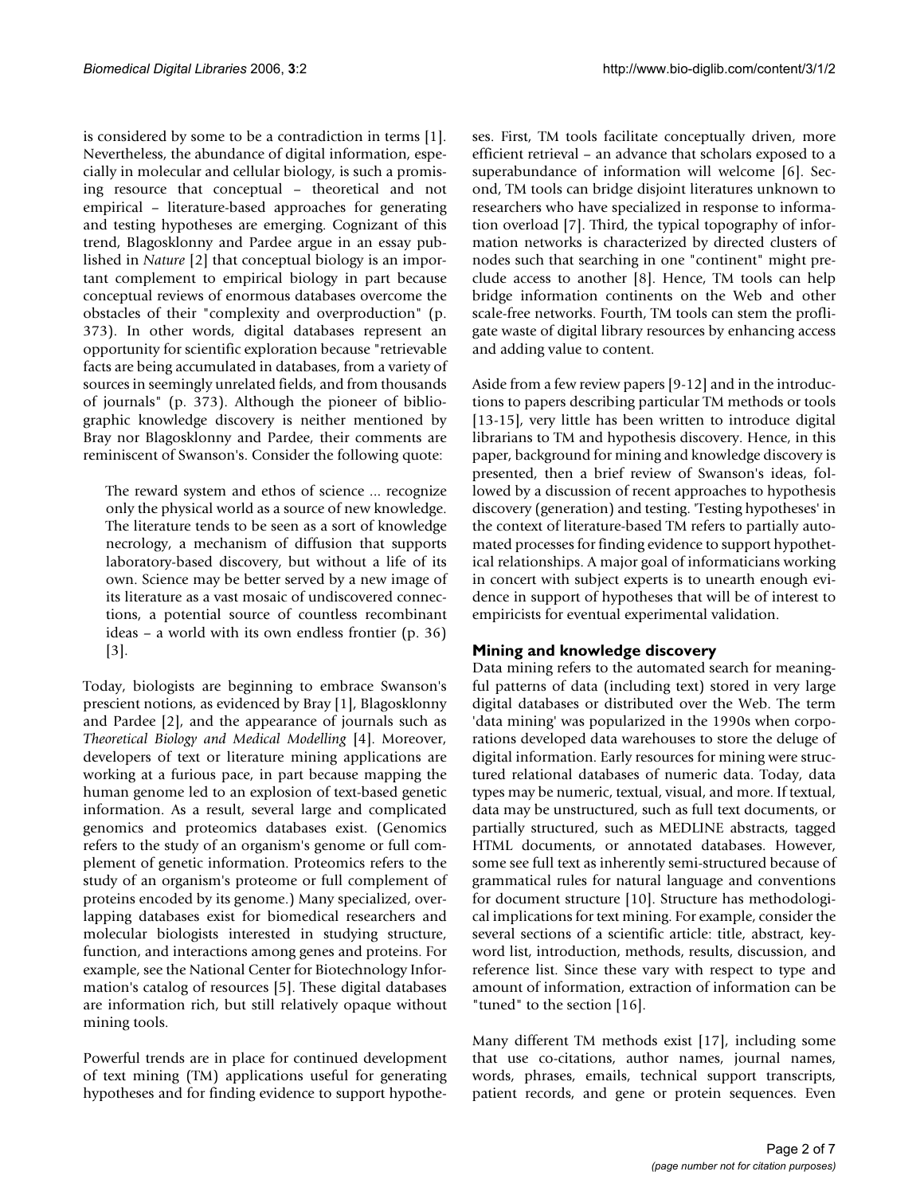is considered by some to be a contradiction in terms [1]. Nevertheless, the abundance of digital information, especially in molecular and cellular biology, is such a promising resource that conceptual – theoretical and not empirical – literature-based approaches for generating and testing hypotheses are emerging. Cognizant of this trend, Blagosklonny and Pardee argue in an essay published in *Nature* [2] that conceptual biology is an important complement to empirical biology in part because conceptual reviews of enormous databases overcome the obstacles of their "complexity and overproduction" (p. 373). In other words, digital databases represent an opportunity for scientific exploration because "retrievable facts are being accumulated in databases, from a variety of sources in seemingly unrelated fields, and from thousands of journals" (p. 373). Although the pioneer of bibliographic knowledge discovery is neither mentioned by Bray nor Blagosklonny and Pardee, their comments are reminiscent of Swanson's. Consider the following quote:

> The reward system and ethos of science ... recognize only the physical world as a source of new knowledge. The literature tends to be seen as a sort of knowledge necrology, a mechanism of diffusion that supports laboratory-based discovery, but without a life of its own. Science may be better served by a new image of its literature as a vast mosaic of undiscovered connections, a potential source of countless recombinant ideas – a world with its own endless frontier (p. 36) [3].

Today, biologists are beginning to embrace Swanson's prescient notions, as evidenced by Bray [1], Blagosklonny and Pardee [2], and the appearance of journals such as *Theoretical Biology and Medical Modelling* [4]. Moreover, developers of text or literature mining applications are working at a furious pace, in part because mapping the human genome led to an explosion of text-based genetic information. As a result, several large and complicated genomics and proteomics databases exist. (Genomics refers to the study of an organism's genome or full complement of genetic information. Proteomics refers to the study of an organism's proteome or full complement of proteins encoded by its genome.) Many specialized, overlapping databases exist for biomedical researchers and molecular biologists interested in studying structure, function, and interactions among genes and proteins. For example, see the National Center for Biotechnology Information's catalog of resources [5]. These digital databases are information rich, but still relatively opaque without mining tools.

Powerful trends are in place for continued development of text mining (TM) applications useful for generating hypotheses and for finding evidence to support hypotheses. First, TM tools facilitate conceptually driven, more efficient retrieval – an advance that scholars exposed to a superabundance of information will welcome [6]. Second, TM tools can bridge disjoint literatures unknown to researchers who have specialized in response to information overload [7]. Third, the typical topography of information networks is characterized by directed clusters of nodes such that searching in one "continent" might preclude access to another [8]. Hence, TM tools can help bridge information continents on the Web and other scale-free networks. Fourth, TM tools can stem the profligate waste of digital library resources by enhancing access and adding value to content.

Aside from a few review papers [9-12] and in the introductions to papers describing particular TM methods or tools [13-15], very little has been written to introduce digital librarians to TM and hypothesis discovery. Hence, in this paper, background for mining and knowledge discovery is presented, then a brief review of Swanson's ideas, followed by a discussion of recent approaches to hypothesis discovery (generation) and testing. 'Testing hypotheses' in the context of literature-based TM refers to partially automated processes for finding evidence to support hypothetical relationships. A major goal of informaticians working in concert with subject experts is to unearth enough evidence in support of hypotheses that will be of interest to empiricists for eventual experimental validation.

## Mining and knowledge discovery

Data mining refers to the automated search for meaningful patterns of data (including text) stored in very large digital databases or distributed over the Web. The term 'data mining' was popularized in the 1990s when corporations developed data warehouses to store the deluge of digital information. Early resources for mining were structured relational databases of numeric data. Today, data types may be numeric, textual, visual, and more. If textual, data may be unstructured, such as full text documents, or partially structured, such as MEDLINE abstracts, tagged HTML documents, or annotated databases. However, some see full text as inherently semi-structured because of grammatical rules for natural language and conventions for document structure [10]. Structure has methodological implications for text mining. For example, consider the several sections of a scientific article: title, abstract, keyword list, introduction, methods, results, discussion, and reference list. Since these vary with respect to type and amount of information, extraction of information can be "tuned" to the section [16].

Many different TM methods exist [17], including some that use co-citations, author names, journal names, words, phrases, emails, technical support transcripts, patient records, and gene or protein sequences. Even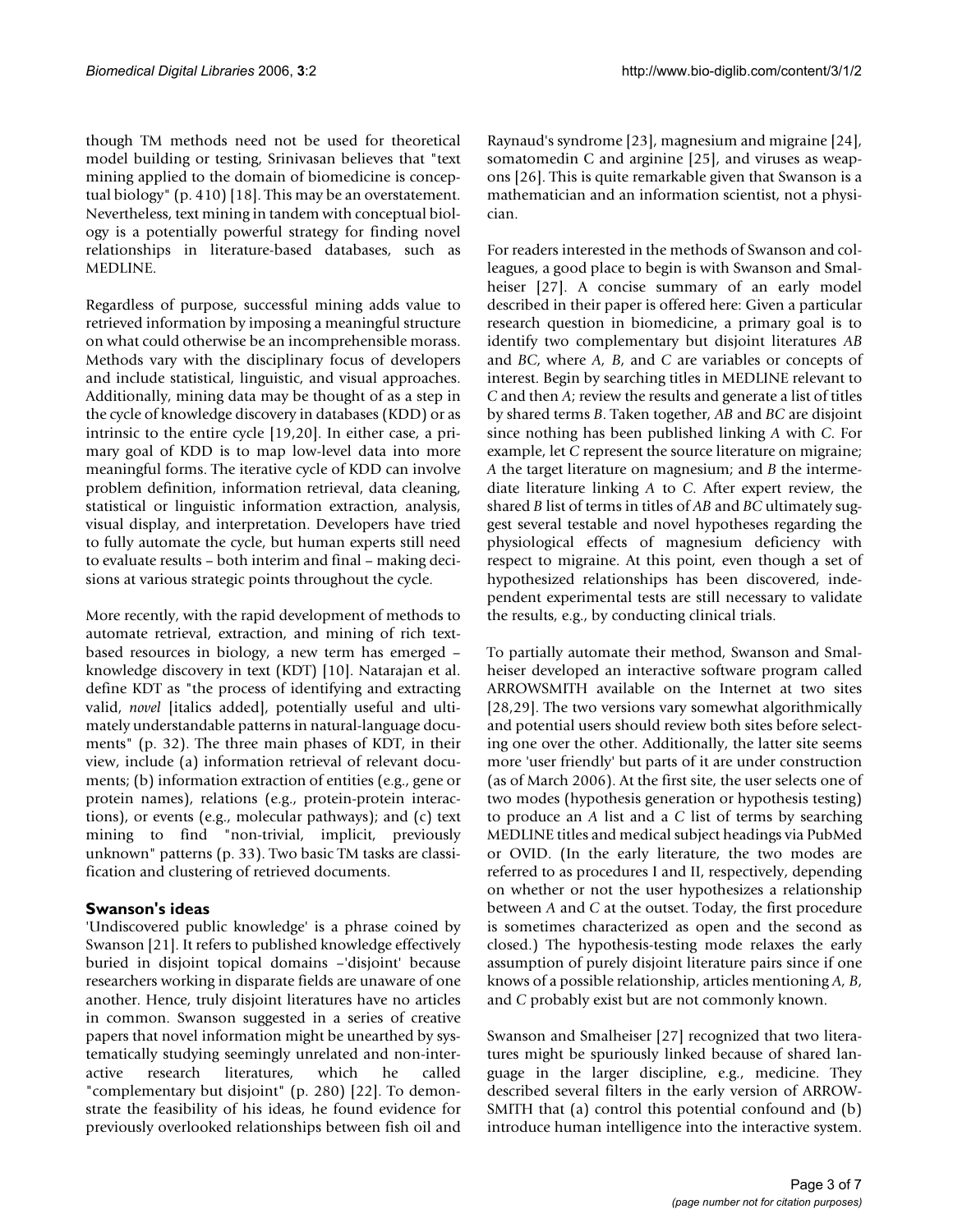though TM methods need not be used for theoretical model building or testing, Srinivasan believes that "text mining applied to the domain of biomedicine is conceptual biology" (p. 410) [18]. This may be an overstatement. Nevertheless, text mining in tandem with conceptual biology is a potentially powerful strategy for finding novel relationships in literature-based databases, such as MEDLINE.

Regardless of purpose, successful mining adds value to retrieved information by imposing a meaningful structure on what could otherwise be an incomprehensible morass. Methods vary with the disciplinary focus of developers and include statistical, linguistic, and visual approaches. Additionally, mining data may be thought of as a step in the cycle of knowledge discovery in databases (KDD) or as intrinsic to the entire cycle [19,20]. In either case, a primary goal of KDD is to map low-level data into more meaningful forms. The iterative cycle of KDD can involve problem definition, information retrieval, data cleaning, statistical or linguistic information extraction, analysis, visual display, and interpretation. Developers have tried to fully automate the cycle, but human experts still need to evaluate results – both interim and final – making decisions at various strategic points throughout the cycle.

More recently, with the rapid development of methods to automate retrieval, extraction, and mining of rich text-based resources in biology, a new term has emerged – knowledge discovery in text (KDT) [10]. Natarajan et al. define KDT as "the process of identifying and extracting valid, *novel* [italics added], potentially useful and ultimately understandable patterns in natural-language documents" (p. 32). The three main phases of KDT, in their view, include (a) information retrieval of relevant documents; (b) information extraction of entities (e.g., gene or protein names), relations (e.g., protein-protein interactions), or events (e.g., molecular pathways); and (c) text mining to find "non-trivial, implicit, previously unknown" patterns (p. 33). Two basic TM tasks are classification and clustering of retrieved documents.

## Swanson's ideas

'Undiscovered public knowledge' is a phrase coined by Swanson [21]. It refers to published knowledge effectively buried in disjoint topical domains –'disjoint' because researchers working in disparate fields are unaware of one another. Hence, truly disjoint literatures have no articles in common. Swanson suggested in a series of creative papers that novel information might be unearthed by systematically studying seemingly unrelated and non-interactive research literatures, which he called "complementary but disjoint" (p. 280) [22]. To demonstrate the feasibility of his ideas, he found evidence for previously overlooked relationships between fish oil and Raynaud's syndrome [23], magnesium and migraine [24], somatomedin C and arginine [25], and viruses as weapons [26]. This is quite remarkable given that Swanson is a mathematician and an information scientist, not a physician.

For readers interested in the methods of Swanson and colleagues, a good place to begin is with Swanson and Smalheiser [27]. A concise summary of an early model described in their paper is offered here: Given a particular research question in biomedicine, a primary goal is to identify two complementary but disjoint literatures *AB* and *BC*, where *A*, *B*, and *C* are variables or concepts of interest. Begin by searching titles in MEDLINE relevant to *C* and then *A*; review the results and generate a list of titles by shared terms *B*. Taken together, *AB* and *BC* are disjoint since nothing has been published linking *A* with *C*. For example, let *C* represent the source literature on migraine; *A* the target literature on magnesium; and *B* the intermediate literature linking *A* to *C*. After expert review, the shared *B* list of terms in titles of *AB* and *BC* ultimately suggest several testable and novel hypotheses regarding the physiological effects of magnesium deficiency with respect to migraine. At this point, even though a set of hypothesized relationships has been discovered, independent experimental tests are still necessary to validate the results, e.g., by conducting clinical trials.

To partially automate their method, Swanson and Smalheiser developed an interactive software program called ARROWSMITH available on the Internet at two sites [28,29]. The two versions vary somewhat algorithmically and potential users should review both sites before selecting one over the other. Additionally, the latter site seems more 'user friendly' but parts of it are under construction (as of March 2006). At the first site, the user selects one of two modes (hypothesis generation or hypothesis testing) to produce an *A* list and a *C* list of terms by searching MEDLINE titles and medical subject headings via PubMed or OVID. (In the early literature, the two modes are referred to as procedures I and II, respectively, depending on whether or not the user hypothesizes a relationship between *A* and *C* at the outset. Today, the first procedure is sometimes characterized as open and the second as closed.) The hypothesis-testing mode relaxes the early assumption of purely disjoint literature pairs since if one knows of a possible relationship, articles mentioning *A*, *B*, and *C* probably exist but are not commonly known.

Swanson and Smalheiser [27] recognized that two literatures might be spuriously linked because of shared language in the larger discipline, e.g., medicine. They described several filters in the early version of ARROWSMITH that (a) control this potential confound and (b) introduce human intelligence into the interactive system.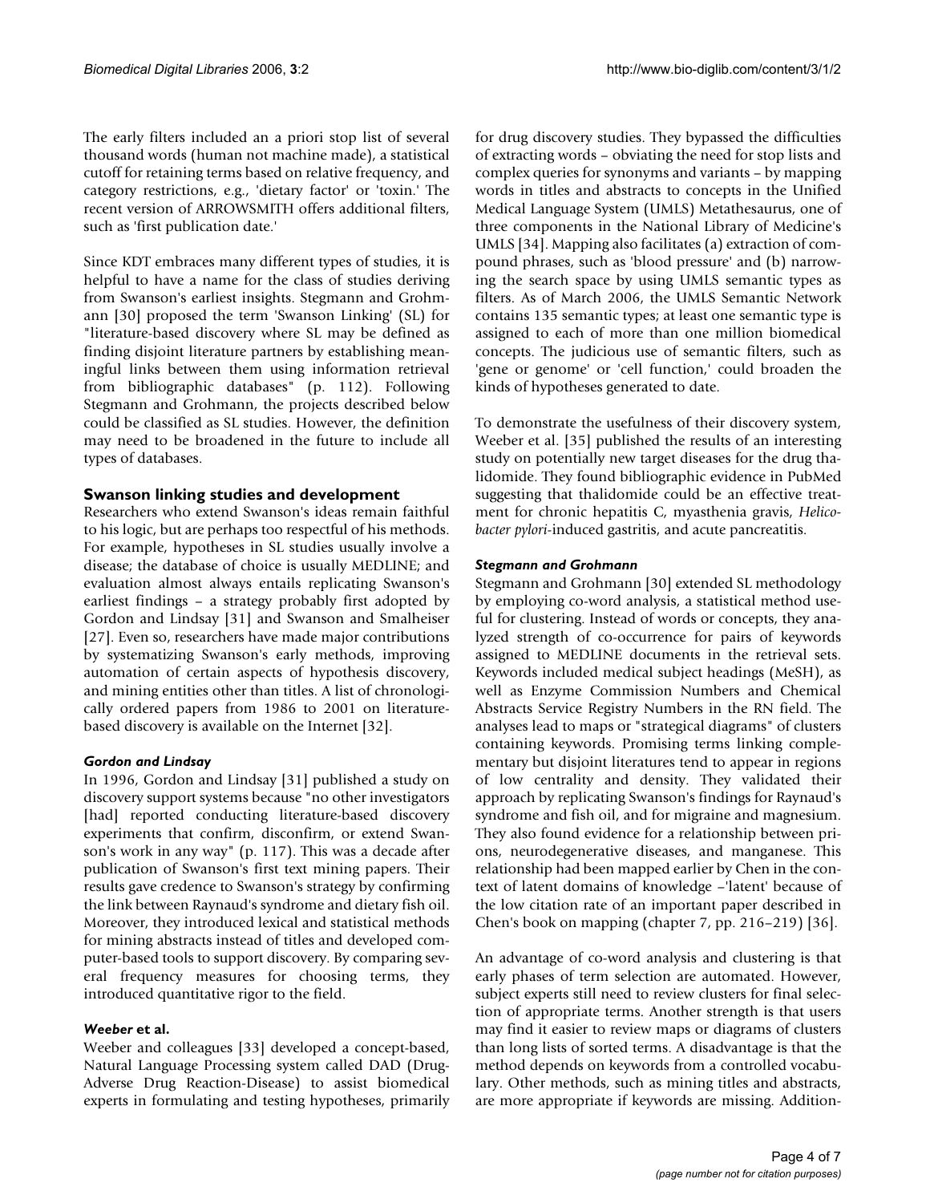The early filters included an a priori stop list of several thousand words (human not machine made), a statistical cutoff for retaining terms based on relative frequency, and category restrictions, e.g., 'dietary factor' or 'toxin.' The recent version of ARROWSMITH offers additional filters, such as 'first publication date.'

Since KDT embraces many different types of studies, it is helpful to have a name for the class of studies deriving from Swanson's earliest insights. Stegmann and Grohmann [30] proposed the term 'Swanson Linking' (SL) for "literature-based discovery where SL may be defined as finding disjoint literature partners by establishing meaningful links between them using information retrieval from bibliographic databases" (p. 112). Following Stegmann and Grohmann, the projects described below could be classified as SL studies. However, the definition may need to be broadened in the future to include all types of databases.

## Swanson linking studies and development

Researchers who extend Swanson's ideas remain faithful to his logic, but are perhaps too respectful of his methods. For example, hypotheses in SL studies usually involve a disease; the database of choice is usually MEDLINE; and evaluation almost always entails replicating Swanson's earliest findings – a strategy probably first adopted by Gordon and Lindsay [31] and Swanson and Smalheiser [27]. Even so, researchers have made major contributions by systematizing Swanson's early methods, improving automation of certain aspects of hypothesis discovery, and mining entities other than titles. A list of chronologically ordered papers from 1986 to 2001 on literature-based discovery is available on the Internet [32].

### *Gordon and Lindsay*

In 1996, Gordon and Lindsay [31] published a study on discovery support systems because "no other investigators [had] reported conducting literature-based discovery experiments that confirm, disconfirm, or extend Swanson's work in any way" (p. 117). This was a decade after publication of Swanson's first text mining papers. Their results gave credence to Swanson's strategy by confirming the link between Raynaud's syndrome and dietary fish oil. Moreover, they introduced lexical and statistical methods for mining abstracts instead of titles and developed computer-based tools to support discovery. By comparing several frequency measures for choosing terms, they introduced quantitative rigor to the field.

### *Weeber* et al.

Weeber and colleagues [33] developed a concept-based, Natural Language Processing system called DAD (Drug-Adverse Drug Reaction-Disease) to assist biomedical experts in formulating and testing hypotheses, primarily for drug discovery studies. They bypassed the difficulties of extracting words – obviating the need for stop lists and complex queries for synonyms and variants – by mapping words in titles and abstracts to concepts in the Unified Medical Language System (UMLS) Metathesaurus, one of three components in the National Library of Medicine's UMLS [34]. Mapping also facilitates (a) extraction of compound phrases, such as 'blood pressure' and (b) narrowing the search space by using UMLS semantic types as filters. As of March 2006, the UMLS Semantic Network contains 135 semantic types; at least one semantic type is assigned to each of more than one million biomedical concepts. The judicious use of semantic filters, such as 'gene or genome' or 'cell function,' could broaden the kinds of hypotheses generated to date.

To demonstrate the usefulness of their discovery system, Weeber et al. [35] published the results of an interesting study on potentially new target diseases for the drug thalidomide. They found bibliographic evidence in PubMed suggesting that thalidomide could be an effective treatment for chronic hepatitis C, myasthenia gravis, *Helicobacter pylori*-induced gastritis, and acute pancreatitis.

### *Stegmann and Grohmann*

Stegmann and Grohmann [30] extended SL methodology by employing co-word analysis, a statistical method useful for clustering. Instead of words or concepts, they analyzed strength of co-occurrence for pairs of keywords assigned to MEDLINE documents in the retrieval sets. Keywords included medical subject headings (MeSH), as well as Enzyme Commission Numbers and Chemical Abstracts Service Registry Numbers in the RN field. The analyses lead to maps or "strategical diagrams" of clusters containing keywords. Promising terms linking complementary but disjoint literatures tend to appear in regions of low centrality and density. They validated their approach by replicating Swanson's findings for Raynaud's syndrome and fish oil, and for migraine and magnesium. They also found evidence for a relationship between prions, neurodegenerative diseases, and manganese. This relationship had been mapped earlier by Chen in the context of latent domains of knowledge –'latent' because of the low citation rate of an important paper described in Chen's book on mapping (chapter 7, pp. 216–219) [36].

An advantage of co-word analysis and clustering is that early phases of term selection are automated. However, subject experts still need to review clusters for final selection of appropriate terms. Another strength is that users may find it easier to review maps or diagrams of clusters than long lists of sorted terms. A disadvantage is that the method depends on keywords from a controlled vocabulary. Other methods, such as mining titles and abstracts, are more appropriate if keywords are missing. Addition-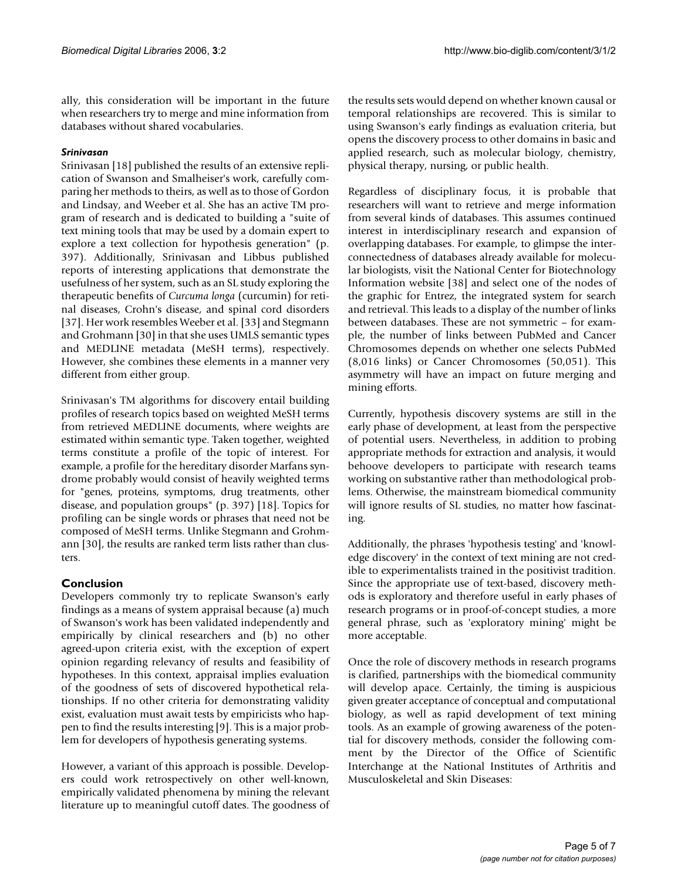ally, this consideration will be important in the future when researchers try to merge and mine information from databases without shared vocabularies.

#### *Srinivasan*

Srinivasan [18] published the results of an extensive replication of Swanson and Smalheiser's work, carefully comparing her methods to theirs, as well as to those of Gordon and Lindsay, and Weeber et al. She has an active TM program of research and is dedicated to building a "suite of text mining tools that may be used by a domain expert to explore a text collection for hypothesis generation" (p. 397). Additionally, Srinivasan and Libbus published reports of interesting applications that demonstrate the usefulness of her system, such as an SL study exploring the therapeutic benefits of *Curcuma longa* (curcumin) for retinal diseases, Crohn's disease, and spinal cord disorders [37]. Her work resembles Weeber et al. [33] and Stegmann and Grohmann [30] in that she uses UMLS semantic types and MEDLINE metadata (MeSH terms), respectively. However, she combines these elements in a manner very different from either group.

Srinivasan's TM algorithms for discovery entail building profiles of research topics based on weighted MeSH terms from retrieved MEDLINE documents, where weights are estimated within semantic type. Taken together, weighted terms constitute a profile of the topic of interest. For example, a profile for the hereditary disorder Marfans syndrome probably would consist of heavily weighted terms for "genes, proteins, symptoms, drug treatments, other disease, and population groups" (p. 397) [18]. Topics for profiling can be single words or phrases that need not be composed of MeSH terms. Unlike Stegmann and Grohmann [30], the results are ranked term lists rather than clusters.

## Conclusion

Developers commonly try to replicate Swanson's early findings as a means of system appraisal because (a) much of Swanson's work has been validated independently and empirically by clinical researchers and (b) no other agreed-upon criteria exist, with the exception of expert opinion regarding relevancy of results and feasibility of hypotheses. In this context, appraisal implies evaluation of the goodness of sets of discovered hypothetical relationships. If no other criteria for demonstrating validity exist, evaluation must await tests by empiricists who happen to find the results interesting [9]. This is a major problem for developers of hypothesis generating systems.

However, a variant of this approach is possible. Developers could work retrospectively on other well-known, empirically validated phenomena by mining the relevant literature up to meaningful cutoff dates. The goodness of the results sets would depend on whether known causal or temporal relationships are recovered. This is similar to using Swanson's early findings as evaluation criteria, but opens the discovery process to other domains in basic and applied research, such as molecular biology, chemistry, physical therapy, nursing, or public health.

Regardless of disciplinary focus, it is probable that researchers will want to retrieve and merge information from several kinds of databases. This assumes continued interest in interdisciplinary research and expansion of overlapping databases. For example, to glimpse the interconnectedness of databases already available for molecular biologists, visit the National Center for Biotechnology Information website [38] and select one of the nodes of the graphic for Entrez, the integrated system for search and retrieval. This leads to a display of the number of links between databases. These are not symmetric – for example, the number of links between PubMed and Cancer Chromosomes depends on whether one selects PubMed (8,016 links) or Cancer Chromosomes (50,051). This asymmetry will have an impact on future merging and mining efforts.

Currently, hypothesis discovery systems are still in the early phase of development, at least from the perspective of potential users. Nevertheless, in addition to probing appropriate methods for extraction and analysis, it would behoove developers to participate with research teams working on substantive rather than methodological problems. Otherwise, the mainstream biomedical community will ignore results of SL studies, no matter how fascinating.

Additionally, the phrases 'hypothesis testing' and 'knowledge discovery' in the context of text mining are not credible to experimentalists trained in the positivist tradition. Since the appropriate use of text-based, discovery methods is exploratory and therefore useful in early phases of research programs or in proof-of-concept studies, a more general phrase, such as 'exploratory mining' might be more acceptable.

Once the role of discovery methods in research programs is clarified, partnerships with the biomedical community will develop apace. Certainly, the timing is auspicious given greater acceptance of conceptual and computational biology, as well as rapid development of text mining tools. As an example of growing awareness of the potential for discovery methods, consider the following comment by the Director of the Office of Scientific Interchange at the National Institutes of Arthritis and Musculoskeletal and Skin Diseases: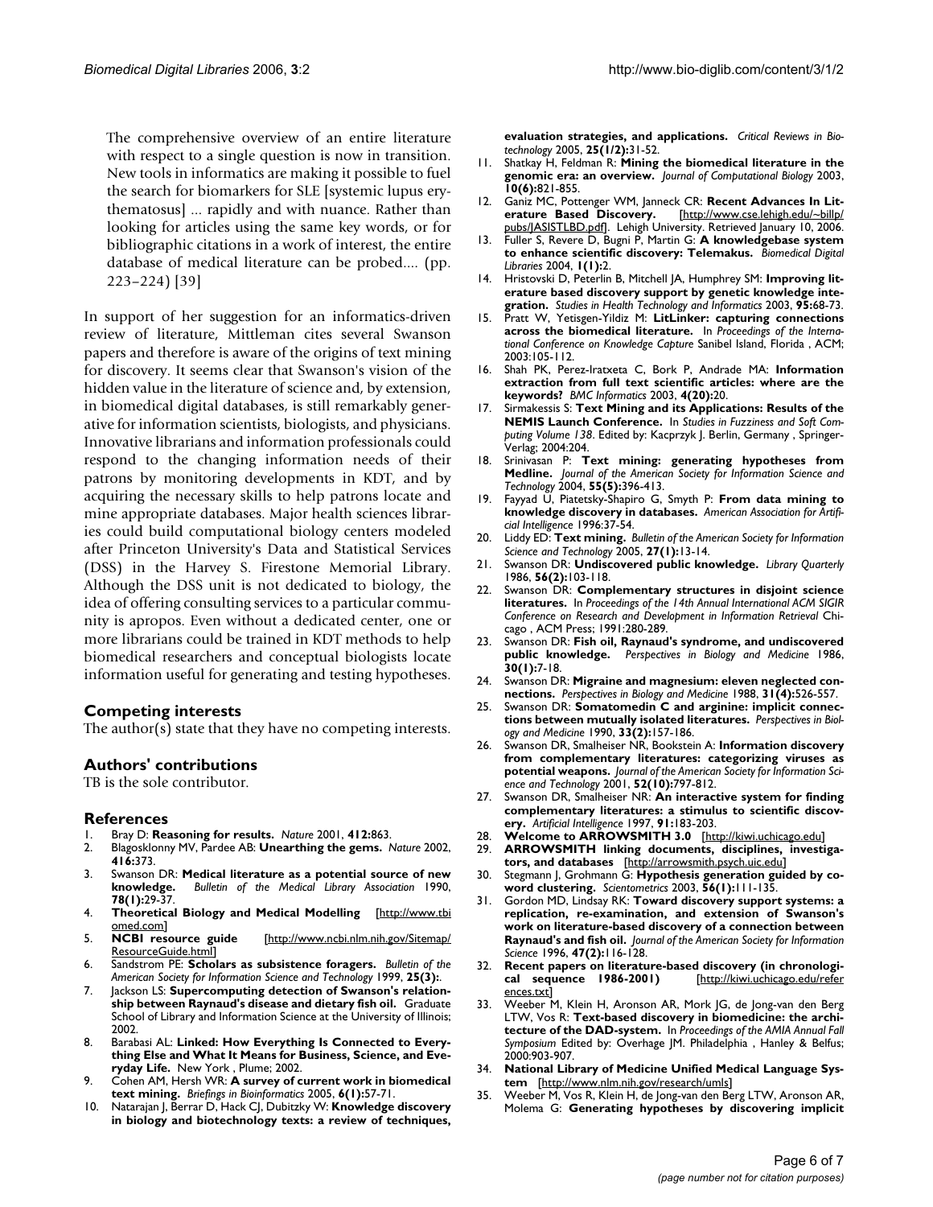> The comprehensive overview of an entire literature with respect to a single question is now in transition. New tools in informatics are making it possible to fuel the search for biomarkers for SLE [systemic lupus erythematosus] ... rapidly and with nuance. Rather than looking for articles using the same key words, or for bibliographic citations in a work of interest, the entire database of medical literature can be probed.... (pp. 223–224) [39]

In support of her suggestion for an informatics-driven review of literature, Mittleman cites several Swanson papers and therefore is aware of the origins of text mining for discovery. It seems clear that Swanson's vision of the hidden value in the literature of science and, by extension, in biomedical digital databases, is still remarkably generative for information scientists, biologists, and physicians. Innovative librarians and information professionals could respond to the changing information needs of their patrons by monitoring developments in KDT, and by acquiring the necessary skills to help patrons locate and mine appropriate databases. Major health sciences libraries could build computational biology centers modeled after Princeton University's Data and Statistical Services (DSS) in the Harvey S. Firestone Memorial Library. Although the DSS unit is not dedicated to biology, the idea of offering consulting services to a particular community is apropos. Even without a dedicated center, one or more librarians could be trained in KDT methods to help biomedical researchers and conceptual biologists locate information useful for generating and testing hypotheses.

## Competing interests

The author(s) state that they have no competing interests.

## Authors' contributions

TB is the sole contributor.

## References

1. Bray D: **Reasoning for results.** *Nature* 2001, **412:**863.
2. Blagosklonny MV, Pardee AB: **Unearthing the gems.** *Nature* 2002, **416:**373.
3. Swanson DR: **Medical literature as a potential source of new knowledge.** *Bulletin of the Medical Library Association* 1990, **78(1):**29-37.
4. **Theoretical Biology and Medical Modelling** [http://www.tbiomed.com]
5. **NCBI resource guide** [http://www.ncbi.nlm.nih.gov/Sitemap/ResourceGuide.html]
6. Sandstrom PE: **Scholars as subsistence foragers.** *Bulletin of the American Society for Information Science and Technology* 1999, **25(3):**.
7. Jackson LS: **Supercomputing detection of Swanson's relationship between Raynaud's disease and dietary fish oil.** Graduate School of Library and Information Science at the University of Illinois; 2002.
8. Barabasi AL: **Linked: How Everything Is Connected to Everything Else and What It Means for Business, Science, and Everyday Life.** New York , Plume; 2002.
9. Cohen AM, Hersh WR: **A survey of current work in biomedical text mining.** *Briefings in Bioinformatics* 2005, **6(1):**57-71.
10. Natarajan J, Berrar D, Hack CJ, Dubitzky W: **Knowledge discovery in biology and biotechnology texts: a review of techniques, evaluation strategies, and applications.** *Critical Reviews in Biotechnology* 2005, **25(1/2):**31-52.
11. Shatkay H, Feldman R: **Mining the biomedical literature in the genomic era: an overview.** *Journal of Computational Biology* 2003, **10(6):**821-855.
12. Ganiz MC, Pottenger WM, Janneck CR: **Recent Advances In Literature Based Discovery.** [http://www.cse.lehigh.edu/~billp/pubs/JASISTLBD.pdf]. Lehigh University. Retrieved January 10, 2006.
13. Fuller S, Revere D, Bugni P, Martin G: **A knowledgebase system to enhance scientific discovery: Telemakus.** *Biomedical Digital Libraries* 2004, **1(1):**2.
14. Hristovski D, Peterlin B, Mitchell JA, Humphrey SM: **Improving literature based discovery support by genetic knowledge integration.** *Studies in Health Technology and Informatics* 2003, **95:**68-73.
15. Pratt W, Yetisgen-Yildiz M: **LitLinker: capturing connections across the biomedical literature.** In *Proceedings of the International Conference on Knowledge Capture* Sanibel Island, Florida , ACM; 2003:105-112.
16. Shah PK, Perez-Iratxeta C, Bork P, Andrade MA: **Information extraction from full text scientific articles: where are the keywords?** *BMC Informatics* 2003, **4(20):**20.
17. Sirmakessis S: **Text Mining and its Applications: Results of the NEMIS Launch Conference.** In *Studies in Fuzziness and Soft Computing Volume 138*. Edited by: Kacprzyk J. Berlin, Germany , Springer-Verlag; 2004:204.
18. Srinivasan P: **Text mining: generating hypotheses from Medline.** *Journal of the American Society for Information Science and Technology* 2004, **55(5):**396-413.
19. Fayyad U, Piatetsky-Shapiro G, Smyth P: **From data mining to knowledge discovery in databases.** *American Association for Artificial Intelligence* 1996:37-54.
20. Liddy ED: **Text mining.** *Bulletin of the American Society for Information Science and Technology* 2005, **27(1):**13-14.
21. Swanson DR: **Undiscovered public knowledge.** *Library Quarterly* 1986, **56(2):**103-118.
22. Swanson DR: **Complementary structures in disjoint science literatures.** In *Proceedings of the 14th Annual International ACM SIGIR Conference on Research and Development in Information Retrieval* Chicago , ACM Press; 1991:280-289.
23. Swanson DR: **Fish oil, Raynaud's syndrome, and undiscovered public knowledge.** *Perspectives in Biology and Medicine* 1986, **30(1):**7-18.
24. Swanson DR: **Migraine and magnesium: eleven neglected connections.** *Perspectives in Biology and Medicine* 1988, **31(4):**526-557.
25. Swanson DR: **Somatomedin C and arginine: implicit connections between mutually isolated literatures.** *Perspectives in Biology and Medicine* 1990, **33(2):**157-186.
26. Swanson DR, Smalheiser NR, Bookstein A: **Information discovery from complementary literatures: categorizing viruses as potential weapons.** *Journal of the American Society for Information Science and Technology* 2001, **52(10):**797-812.
27. Swanson DR, Smalheiser NR: **An interactive system for finding complementary literatures: a stimulus to scientific discovery.** *Artificial Intelligence* 1997, **91:**183-203.
28. **Welcome to ARROWSMITH 3.0** [http://kiwi.uchicago.edu]
29. **ARROWSMITH linking documents, disciplines, investigators, and databases** [http://arrowsmith.psych.uic.edu]
30. Stegmann J, Grohmann G: **Hypothesis generation guided by co-word clustering.** *Scientometrics* 2003, **56(1):**111-135.
31. Gordon MD, Lindsay RK: **Toward discovery support systems: a replication, re-examination, and extension of Swanson's work on literature-based discovery of a connection between Raynaud's and fish oil.** *Journal of the American Society for Information Science* 1996, **47(2):**116-128.
32. **Recent papers on literature-based discovery (in chronological sequence 1986-2001)** [http://kiwi.uchicago.edu/references.txt]
33. Weeber M, Klein H, Aronson AR, Mork JG, de Jong-van den Berg LTW, Vos R: **Text-based discovery in biomedicine: the architecture of the DAD-system.** In *Proceedings of the AMIA Annual Fall Symposium* Edited by: Overhage JM. Philadelphia , Hanley & Belfus; 2000:903-907.
34. **National Library of Medicine Unified Medical Language System** [http://www.nlm.nih.gov/research/umls]
35. Weeber M, Vos R, Klein H, de Jong-van den Berg LTW, Aronson AR, Molema G: **Generating hypotheses by discovering implicit**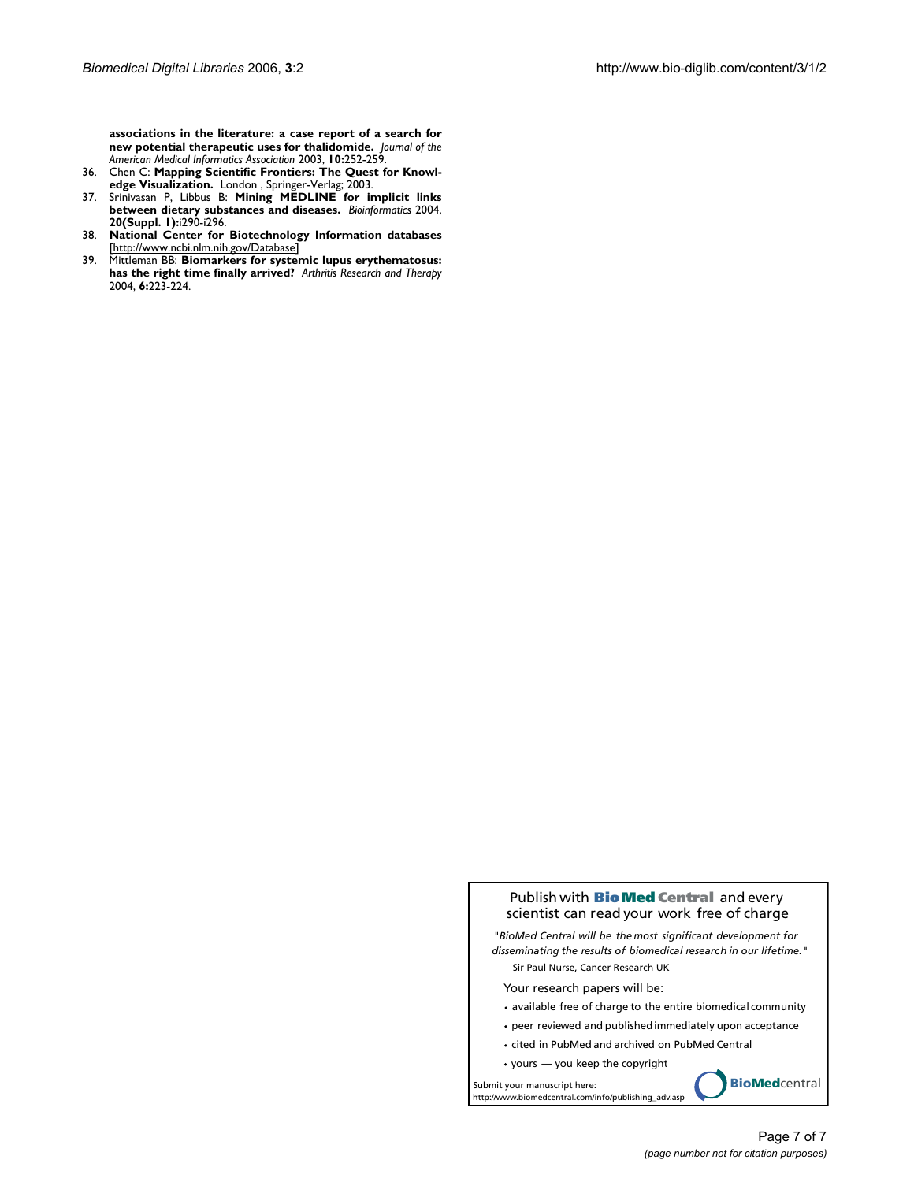associations in the literature: a case report of a search for new potential therapeutic uses for thalidomide.** *Journal of the American Medical Informatics Association* 2003, **10:**252-259.

36. Chen C: **Mapping Scientific Frontiers: The Quest for Knowledge Visualization.** London , Springer-Verlag; 2003.
37. Srinivasan P, Libbus B: **Mining MEDLINE for implicit links between dietary substances and diseases.** *Bioinformatics* 2004, **20(Suppl. 1):**i290-i296.
38. **National Center for Biotechnology Information databases** [http://www.ncbi.nlm.nih.gov/Database]
39. Mittleman BB: **Biomarkers for systemic lupus erythematosus: has the right time finally arrived?** *Arthritis Research and Therapy* 2004, **6:**223-224.

Publish with **BioMed Central** and every scientist can read your work free of charge

*"BioMed Central will be the most significant development for disseminating the results of biomedical research in our lifetime."*

Sir Paul Nurse, Cancer Research UK

Your research papers will be:

- available free of charge to the entire biomedical community
- peer reviewed and published immediately upon acceptance
- cited in PubMed and archived on PubMed Central
- yours — you keep the copyright

Submit your manuscript here:
http://www.biomedcentral.com/info/publishing_adv.asp

**BioMed**central